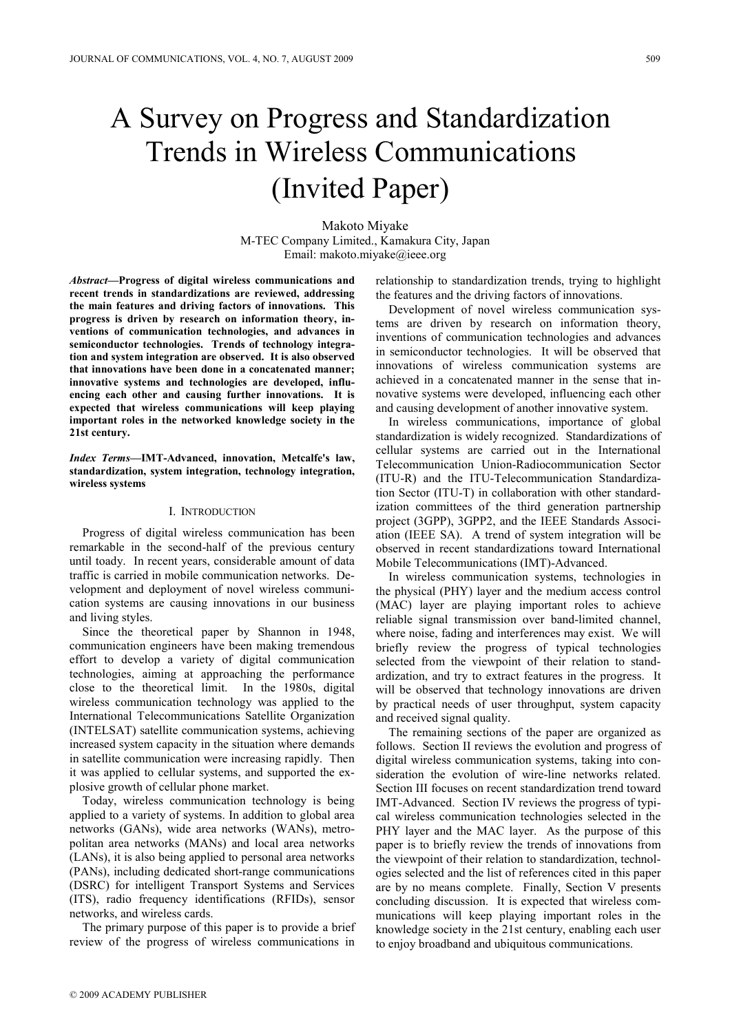# A Survey on Progress and Standardization Trends in Wireless Communications (Invited Paper)

Makoto Miyake
M-TEC Company Limited., Kamakura City, Japan
Email: makoto.miyake@ieee.org

***Abstract*—Progress of digital wireless communications and recent trends in standardizations are reviewed, addressing the main features and driving factors of innovations. This progress is driven by research on information theory, inventions of communication technologies, and advances in semiconductor technologies. Trends of technology integration and system integration are observed. It is also observed that innovations have been done in a concatenated manner; innovative systems and technologies are developed, influencing each other and causing further innovations. It is expected that wireless communications will keep playing important roles in the networked knowledge society in the 21st century.**

***Index Terms*—IMT-Advanced, innovation, Metcalfe's law, standardization, system integration, technology integration, wireless systems**

## I. Introduction

Progress of digital wireless communication has been remarkable in the second-half of the previous century until toady. In recent years, considerable amount of data traffic is carried in mobile communication networks. Development and deployment of novel wireless communication systems are causing innovations in our business and living styles.

Since the theoretical paper by Shannon in 1948, communication engineers have been making tremendous effort to develop a variety of digital communication technologies, aiming at approaching the performance close to the theoretical limit. In the 1980s, digital wireless communication technology was applied to the International Telecommunications Satellite Organization (INTELSAT) satellite communication systems, achieving increased system capacity in the situation where demands in satellite communication were increasing rapidly. Then it was applied to cellular systems, and supported the explosive growth of cellular phone market.

Today, wireless communication technology is being applied to a variety of systems. In addition to global area networks (GANs), wide area networks (WANs), metropolitan area networks (MANs) and local area networks (LANs), it is also being applied to personal area networks (PANs), including dedicated short-range communications (DSRC) for intelligent Transport Systems and Services (ITS), radio frequency identifications (RFIDs), sensor networks, and wireless cards.

The primary purpose of this paper is to provide a brief review of the progress of wireless communications in relationship to standardization trends, trying to highlight the features and the driving factors of innovations.

Development of novel wireless communication systems are driven by research on information theory, inventions of communication technologies and advances in semiconductor technologies. It will be observed that innovations of wireless communication systems are achieved in a concatenated manner in the sense that innovative systems were developed, influencing each other and causing development of another innovative system.

In wireless communications, importance of global standardization is widely recognized. Standardizations of cellular systems are carried out in the International Telecommunication Union-Radiocommunication Sector (ITU-R) and the ITU-Telecommunication Standardization Sector (ITU-T) in collaboration with other standardization committees of the third generation partnership project (3GPP), 3GPP2, and the IEEE Standards Association (IEEE SA). A trend of system integration will be observed in recent standardizations toward International Mobile Telecommunications (IMT)-Advanced.

In wireless communication systems, technologies in the physical (PHY) layer and the medium access control (MAC) layer are playing important roles to achieve reliable signal transmission over band-limited channel, where noise, fading and interferences may exist. We will briefly review the progress of typical technologies selected from the viewpoint of their relation to standardization, and try to extract features in the progress. It will be observed that technology innovations are driven by practical needs of user throughput, system capacity and received signal quality.

The remaining sections of the paper are organized as follows. Section II reviews the evolution and progress of digital wireless communication systems, taking into consideration the evolution of wire-line networks related. Section III focuses on recent standardization trend toward IMT-Advanced. Section IV reviews the progress of typical wireless communication technologies selected in the PHY layer and the MAC layer. As the purpose of this paper is to briefly review the trends of innovations from the viewpoint of their relation to standardization, technologies selected and the list of references cited in this paper are by no means complete. Finally, Section V presents concluding discussion. It is expected that wireless communications will keep playing important roles in the knowledge society in the 21st century, enabling each user to enjoy broadband and ubiquitous communications.

© 2009 ACADEMY PUBLISHER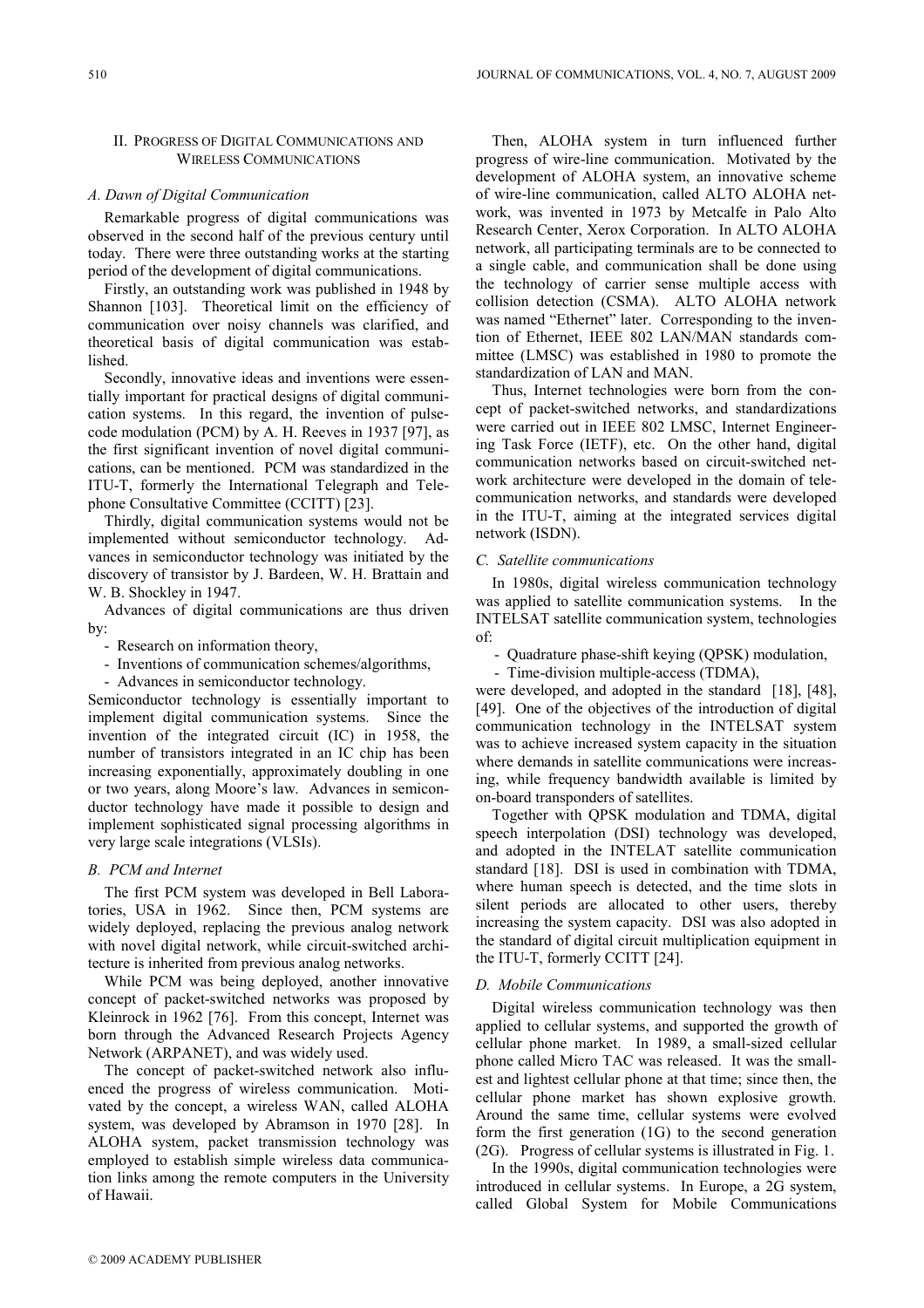## II. Progress of Digital Communications and Wireless Communications

### *A. Dawn of Digital Communication*

Remarkable progress of digital communications was observed in the second half of the previous century until today. There were three outstanding works at the starting period of the development of digital communications.

Firstly, an outstanding work was published in 1948 by Shannon [103]. Theoretical limit on the efficiency of communication over noisy channels was clarified, and theoretical basis of digital communication was established.

Secondly, innovative ideas and inventions were essentially important for practical designs of digital communication systems. In this regard, the invention of pulse-code modulation (PCM) by A. H. Reeves in 1937 [97], as the first significant invention of novel digital communications, can be mentioned. PCM was standardized in the ITU-T, formerly the International Telegraph and Telephone Consultative Committee (CCITT) [23].

Thirdly, digital communication systems would not be implemented without semiconductor technology. Advances in semiconductor technology was initiated by the discovery of transistor by J. Bardeen, W. H. Brattain and W. B. Shockley in 1947.

Advances of digital communications are thus driven by:

- Research on information theory,
- Inventions of communication schemes/algorithms,
- Advances in semiconductor technology.

Semiconductor technology is essentially important to implement digital communication systems. Since the invention of the integrated circuit (IC) in 1958, the number of transistors integrated in an IC chip has been increasing exponentially, approximately doubling in one or two years, along Moore's law. Advances in semiconductor technology have made it possible to design and implement sophisticated signal processing algorithms in very large scale integrations (VLSIs).

### *B. PCM and Internet*

The first PCM system was developed in Bell Laboratories, USA in 1962. Since then, PCM systems are widely deployed, replacing the previous analog network with novel digital network, while circuit-switched architecture is inherited from previous analog networks.

While PCM was being deployed, another innovative concept of packet-switched networks was proposed by Kleinrock in 1962 [76]. From this concept, Internet was born through the Advanced Research Projects Agency Network (ARPANET), and was widely used.

The concept of packet-switched network also influenced the progress of wireless communication. Motivated by the concept, a wireless WAN, called ALOHA system, was developed by Abramson in 1970 [28]. In ALOHA system, packet transmission technology was employed to establish simple wireless data communication links among the remote computers in the University of Hawaii.

Then, ALOHA system in turn influenced further progress of wire-line communication. Motivated by the development of ALOHA system, an innovative scheme of wire-line communication, called ALTO ALOHA network, was invented in 1973 by Metcalfe in Palo Alto Research Center, Xerox Corporation. In ALTO ALOHA network, all participating terminals are to be connected to a single cable, and communication shall be done using the technology of carrier sense multiple access with collision detection (CSMA). ALTO ALOHA network was named "Ethernet" later. Corresponding to the invention of Ethernet, IEEE 802 LAN/MAN standards committee (LMSC) was established in 1980 to promote the standardization of LAN and MAN.

Thus, Internet technologies were born from the concept of packet-switched networks, and standardizations were carried out in IEEE 802 LMSC, Internet Engineering Task Force (IETF), etc. On the other hand, digital communication networks based on circuit-switched network architecture were developed in the domain of telecommunication networks, and standards were developed in the ITU-T, aiming at the integrated services digital network (ISDN).

### *C. Satellite communications*

In 1980s, digital wireless communication technology was applied to satellite communication systems. In the INTELSAT satellite communication system, technologies of:

- Quadrature phase-shift keying (QPSK) modulation,
- Time-division multiple-access (TDMA),

were developed, and adopted in the standard [18], [48], [49]. One of the objectives of the introduction of digital communication technology in the INTELSAT system was to achieve increased system capacity in the situation where demands in satellite communications were increasing, while frequency bandwidth available is limited by on-board transponders of satellites.

Together with QPSK modulation and TDMA, digital speech interpolation (DSI) technology was developed, and adopted in the INTELAT satellite communication standard [18]. DSI is used in combination with TDMA, where human speech is detected, and the time slots in silent periods are allocated to other users, thereby increasing the system capacity. DSI was also adopted in the standard of digital circuit multiplication equipment in the ITU-T, formerly CCITT [24].

### *D. Mobile Communications*

Digital wireless communication technology was then applied to cellular systems, and supported the growth of cellular phone market. In 1989, a small-sized cellular phone called Micro TAC was released. It was the smallest and lightest cellular phone at that time; since then, the cellular phone market has shown explosive growth. Around the same time, cellular systems were evolved form the first generation (1G) to the second generation (2G). Progress of cellular systems is illustrated in Fig. 1.

In the 1990s, digital communication technologies were introduced in cellular systems. In Europe, a 2G system, called Global System for Mobile Communications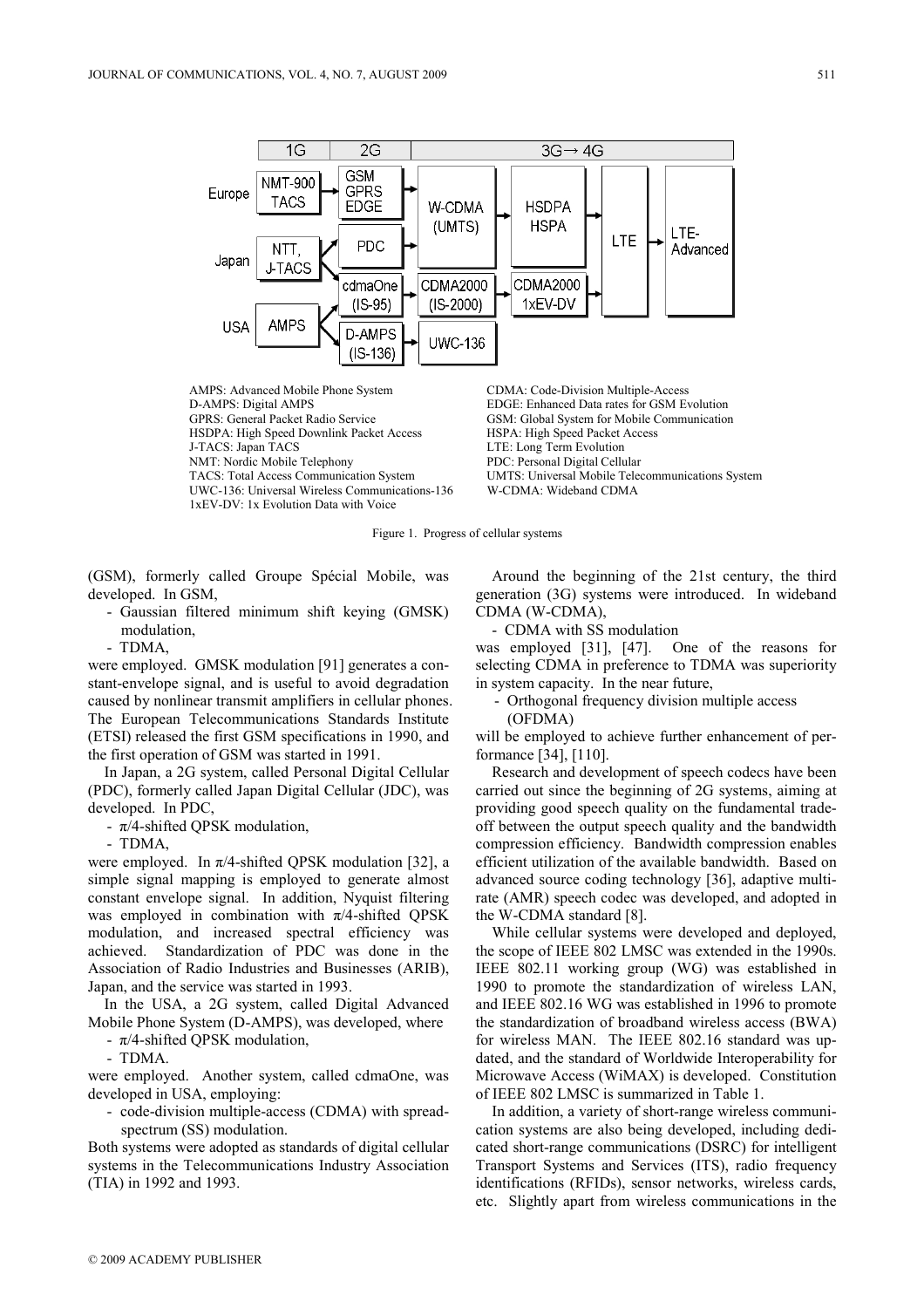| | 1G | 2G | 3G→4G | | | |
|---|---|---|---|---|---|---|
| Europe | NMT-900 TACS | GSM GPRS EDGE | W-CDMA (UMTS) | HSDPA HSPA | LTE | LTE-Advanced |
| Japan | NTT, J-TACS | PDC | | | | |
| | | cdmaOne (IS-95) | CDMA2000 (IS-2000) | CDMA2000 1xEV-DV | | |
| USA | AMPS | D-AMPS (IS-136) | UWC-136 | | | |

AMPS: Advanced Mobile Phone System
D-AMPS: Digital AMPS
GPRS: General Packet Radio Service
HSDPA: High Speed Downlink Packet Access
J-TACS: Japan TACS
NMT: Nordic Mobile Telephony
TACS: Total Access Communication System
UWC-136: Universal Wireless Communications-136
1xEV-DV: 1x Evolution Data with Voice
CDMA: Code-Division Multiple-Access
EDGE: Enhanced Data rates for GSM Evolution
GSM: Global System for Mobile Communication
HSPA: High Speed Packet Access
LTE: Long Term Evolution
PDC: Personal Digital Cellular
UMTS: Universal Mobile Telecommunications System
W-CDMA: Wideband CDMA

Figure 1. Progress of cellular systems

(GSM), formerly called Groupe Spécial Mobile, was developed. In GSM,

- Gaussian filtered minimum shift keying (GMSK) modulation,
- TDMA,

were employed. GMSK modulation [91] generates a constant-envelope signal, and is useful to avoid degradation caused by nonlinear transmit amplifiers in cellular phones. The European Telecommunications Standards Institute (ETSI) released the first GSM specifications in 1990, and the first operation of GSM was started in 1991.

In Japan, a 2G system, called Personal Digital Cellular (PDC), formerly called Japan Digital Cellular (JDC), was developed. In PDC,

- $\pi$/4-shifted QPSK modulation,
- TDMA,

were employed. In $\pi$/4-shifted QPSK modulation [32], a simple signal mapping is employed to generate almost constant envelope signal. In addition, Nyquist filtering was employed in combination with $\pi$/4-shifted QPSK modulation, and increased spectral efficiency was achieved. Standardization of PDC was done in the Association of Radio Industries and Businesses (ARIB), Japan, and the service was started in 1993.

In the USA, a 2G system, called Digital Advanced Mobile Phone System (D-AMPS), was developed, where

- $\pi$/4-shifted QPSK modulation,
- TDMA.

were employed. Another system, called cdmaOne, was developed in USA, employing:

- code-division multiple-access (CDMA) with spread-spectrum (SS) modulation.

Both systems were adopted as standards of digital cellular systems in the Telecommunications Industry Association (TIA) in 1992 and 1993.

Around the beginning of the 21st century, the third generation (3G) systems were introduced. In wideband CDMA (W-CDMA),

- CDMA with SS modulation

was employed [31], [47]. One of the reasons for selecting CDMA in preference to TDMA was superiority in system capacity. In the near future,

- Orthogonal frequency division multiple access (OFDMA)

will be employed to achieve further enhancement of performance [34], [110].

Research and development of speech codecs have been carried out since the beginning of 2G systems, aiming at providing good speech quality on the fundamental trade-off between the output speech quality and the bandwidth compression efficiency. Bandwidth compression enables efficient utilization of the available bandwidth. Based on advanced source coding technology [36], adaptive multi-rate (AMR) speech codec was developed, and adopted in the W-CDMA standard [8].

While cellular systems were developed and deployed, the scope of IEEE 802 LMSC was extended in the 1990s. IEEE 802.11 working group (WG) was established in 1990 to promote the standardization of wireless LAN, and IEEE 802.16 WG was established in 1996 to promote the standardization of broadband wireless access (BWA) for wireless MAN. The IEEE 802.16 standard was updated, and the standard of Worldwide Interoperability for Microwave Access (WiMAX) is developed. Constitution of IEEE 802 LMSC is summarized in Table 1.

In addition, a variety of short-range wireless communication systems are also being developed, including dedicated short-range communications (DSRC) for intelligent Transport Systems and Services (ITS), radio frequency identifications (RFIDs), sensor networks, wireless cards, etc. Slightly apart from wireless communications in the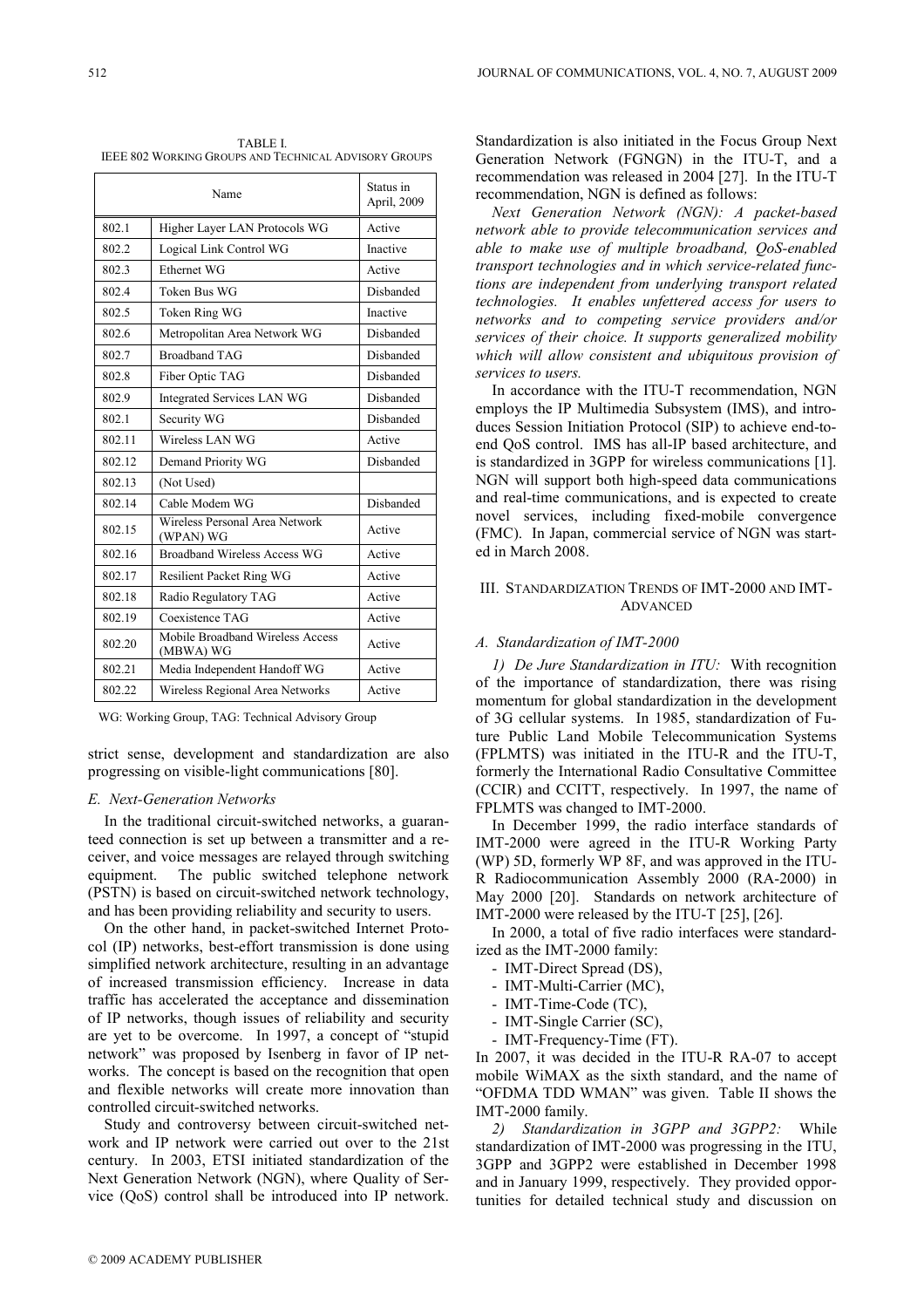TABLE I.
IEEE 802 WORKING GROUPS AND TECHNICAL ADVISORY GROUPS

| Name | | Status in April, 2009 |
|---|---|---|
| 802.1 | Higher Layer LAN Protocols WG | Active |
| 802.2 | Logical Link Control WG | Inactive |
| 802.3 | Ethernet WG | Active |
| 802.4 | Token Bus WG | Disbanded |
| 802.5 | Token Ring WG | Inactive |
| 802.6 | Metropolitan Area Network WG | Disbanded |
| 802.7 | Broadband TAG | Disbanded |
| 802.8 | Fiber Optic TAG | Disbanded |
| 802.9 | Integrated Services LAN WG | Disbanded |
| 802.1 | Security WG | Disbanded |
| 802.11 | Wireless LAN WG | Active |
| 802.12 | Demand Priority WG | Disbanded |
| 802.13 | (Not Used) | |
| 802.14 | Cable Modem WG | Disbanded |
| 802.15 | Wireless Personal Area Network (WPAN) WG | Active |
| 802.16 | Broadband Wireless Access WG | Active |
| 802.17 | Resilient Packet Ring WG | Active |
| 802.18 | Radio Regulatory TAG | Active |
| 802.19 | Coexistence TAG | Active |
| 802.20 | Mobile Broadband Wireless Access (MBWA) WG | Active |
| 802.21 | Media Independent Handoff WG | Active |
| 802.22 | Wireless Regional Area Networks | Active |

WG: Working Group, TAG: Technical Advisory Group

strict sense, development and standardization are also progressing on visible-light communications [80].

### *E. Next-Generation Networks*

In the traditional circuit-switched networks, a guaranteed connection is set up between a transmitter and a receiver, and voice messages are relayed through switching equipment. The public switched telephone network (PSTN) is based on circuit-switched network technology, and has been providing reliability and security to users.

On the other hand, in packet-switched Internet Protocol (IP) networks, best-effort transmission is done using simplified network architecture, resulting in an advantage of increased transmission efficiency. Increase in data traffic has accelerated the acceptance and dissemination of IP networks, though issues of reliability and security are yet to be overcome. In 1997, a concept of "stupid network" was proposed by Isenberg in favor of IP networks. The concept is based on the recognition that open and flexible networks will create more innovation than controlled circuit-switched networks.

Study and controversy between circuit-switched network and IP network were carried out over to the 21st century. In 2003, ETSI initiated standardization of the Next Generation Network (NGN), where Quality of Service (QoS) control shall be introduced into IP network. Standardization is also initiated in the Focus Group Next Generation Network (FGNGN) in the ITU-T, and a recommendation was released in 2004 [27]. In the ITU-T recommendation, NGN is defined as follows:

*Next Generation Network (NGN): A packet-based network able to provide telecommunication services and able to make use of multiple broadband, QoS-enabled transport technologies and in which service-related functions are independent from underlying transport related technologies. It enables unfettered access for users to networks and to competing service providers and/or services of their choice. It supports generalized mobility which will allow consistent and ubiquitous provision of services to users.*

In accordance with the ITU-T recommendation, NGN employs the IP Multimedia Subsystem (IMS), and introduces Session Initiation Protocol (SIP) to achieve end-to-end QoS control. IMS has all-IP based architecture, and is standardized in 3GPP for wireless communications [1]. NGN will support both high-speed data communications and real-time communications, and is expected to create novel services, including fixed-mobile convergence (FMC). In Japan, commercial service of NGN was started in March 2008.

## III. STANDARDIZATION TRENDS OF IMT-2000 AND IMT-ADVANCED

### *A. Standardization of IMT-2000*

*1) De Jure Standardization in ITU:* With recognition of the importance of standardization, there was rising momentum for global standardization in the development of 3G cellular systems. In 1985, standardization of Future Public Land Mobile Telecommunication Systems (FPLMTS) was initiated in the ITU-R and the ITU-T, formerly the International Radio Consultative Committee (CCIR) and CCITT, respectively. In 1997, the name of FPLMTS was changed to IMT-2000.

In December 1999, the radio interface standards of IMT-2000 were agreed in the ITU-R Working Party (WP) 5D, formerly WP 8F, and was approved in the ITU-R Radiocommunication Assembly 2000 (RA-2000) in May 2000 [20]. Standards on network architecture of IMT-2000 were released by the ITU-T [25], [26].

In 2000, a total of five radio interfaces were standardized as the IMT-2000 family:

- IMT-Direct Spread (DS),
- IMT-Multi-Carrier (MC),
- IMT-Time-Code (TC),
- IMT-Single Carrier (SC),
- IMT-Frequency-Time (FT).

In 2007, it was decided in the ITU-R RA-07 to accept mobile WiMAX as the sixth standard, and the name of "OFDMA TDD WMAN" was given. Table II shows the IMT-2000 family.

*2) Standardization in 3GPP and 3GPP2:* While standardization of IMT-2000 was progressing in the ITU, 3GPP and 3GPP2 were established in December 1998 and in January 1999, respectively. They provided opportunities for detailed technical study and discussion on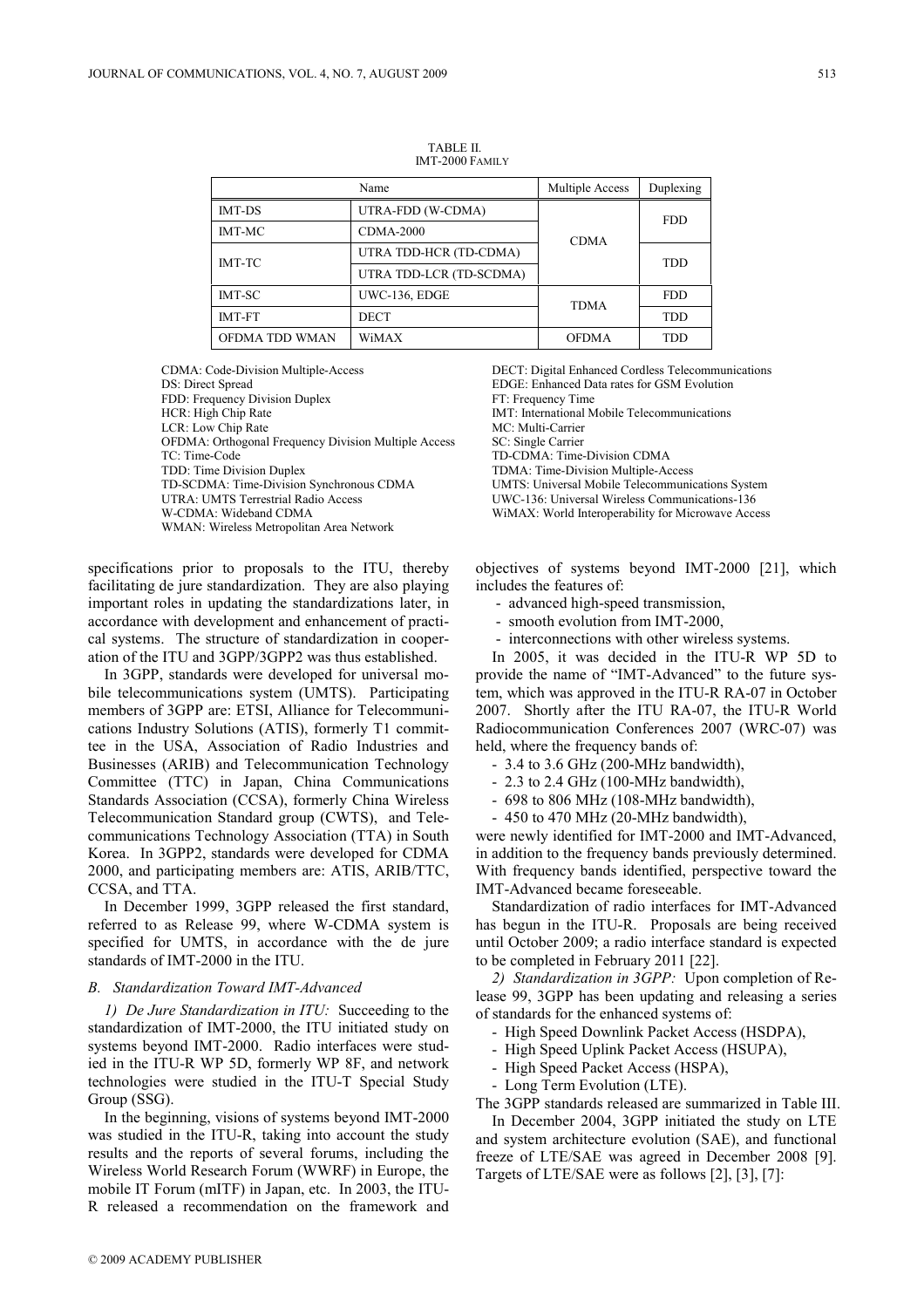TABLE II.
IMT-2000 FAMILY

| Name | | Multiple Access | Duplexing |
|---|---|---|---|
| IMT-DS | UTRA-FDD (W-CDMA) | CDMA | FDD |
| IMT-MC | CDMA-2000 | | |
| IMT-TC | UTRA TDD-HCR (TD-CDMA) | | TDD |
| | UTRA TDD-LCR (TD-SCDMA) | | |
| IMT-SC | UWC-136, EDGE | TDMA | FDD |
| IMT-FT | DECT | | TDD |
| OFDMA TDD WMAN | WiMAX | OFDMA | TDD |

CDMA: Code-Division Multiple-Access
DS: Direct Spread
FDD: Frequency Division Duplex
HCR: High Chip Rate
LCR: Low Chip Rate
OFDMA: Orthogonal Frequency Division Multiple Access
TC: Time-Code
TDD: Time Division Duplex
TD-SCDMA: Time-Division Synchronous CDMA
UTRA: UMTS Terrestrial Radio Access
W-CDMA: Wideband CDMA
WMAN: Wireless Metropolitan Area Network
DECT: Digital Enhanced Cordless Telecommunications
EDGE: Enhanced Data rates for GSM Evolution
FT: Frequency Time
IMT: International Mobile Telecommunications
MC: Multi-Carrier
SC: Single Carrier
TD-CDMA: Time-Division CDMA
TDMA: Time-Division Multiple-Access
UMTS: Universal Mobile Telecommunications System
UWC-136: Universal Wireless Communications-136
WiMAX: World Interoperability for Microwave Access

specifications prior to proposals to the ITU, thereby facilitating de jure standardization. They are also playing important roles in updating the standardizations later, in accordance with development and enhancement of practical systems. The structure of standardization in cooperation of the ITU and 3GPP/3GPP2 was thus established.

In 3GPP, standards were developed for universal mobile telecommunications system (UMTS). Participating members of 3GPP are: ETSI, Alliance for Telecommunications Industry Solutions (ATIS), formerly T1 committee in the USA, Association of Radio Industries and Businesses (ARIB) and Telecommunication Technology Committee (TTC) in Japan, China Communications Standards Association (CCSA), formerly China Wireless Telecommunication Standard group (CWTS), and Telecommunications Technology Association (TTA) in South Korea. In 3GPP2, standards were developed for CDMA 2000, and participating members are: ATIS, ARIB/TTC, CCSA, and TTA.

In December 1999, 3GPP released the first standard, referred to as Release 99, where W-CDMA system is specified for UMTS, in accordance with the de jure standards of IMT-2000 in the ITU.

### *B. Standardization Toward IMT-Advanced*

*1) De Jure Standardization in ITU:* Succeeding to the standardization of IMT-2000, the ITU initiated study on systems beyond IMT-2000. Radio interfaces were studied in the ITU-R WP 5D, formerly WP 8F, and network technologies were studied in the ITU-T Special Study Group (SSG).

In the beginning, visions of systems beyond IMT-2000 was studied in the ITU-R, taking into account the study results and the reports of several forums, including the Wireless World Research Forum (WWRF) in Europe, the mobile IT Forum (mITF) in Japan, etc. In 2003, the ITU-R released a recommendation on the framework and objectives of systems beyond IMT-2000 [21], which includes the features of:

- advanced high-speed transmission,
- smooth evolution from IMT-2000,
- interconnections with other wireless systems.

In 2005, it was decided in the ITU-R WP 5D to provide the name of "IMT-Advanced" to the future system, which was approved in the ITU-R RA-07 in October 2007. Shortly after the ITU RA-07, the ITU-R World Radiocommunication Conferences 2007 (WRC-07) was held, where the frequency bands of:

- 3.4 to 3.6 GHz (200-MHz bandwidth),
- 2.3 to 2.4 GHz (100-MHz bandwidth),
- 698 to 806 MHz (108-MHz bandwidth),
- 450 to 470 MHz (20-MHz bandwidth),

were newly identified for IMT-2000 and IMT-Advanced, in addition to the frequency bands previously determined. With frequency bands identified, perspective toward the IMT-Advanced became foreseeable.

Standardization of radio interfaces for IMT-Advanced has begun in the ITU-R. Proposals are being received until October 2009; a radio interface standard is expected to be completed in February 2011 [22].

*2) Standardization in 3GPP:* Upon completion of Release 99, 3GPP has been updating and releasing a series of standards for the enhanced systems of:

- High Speed Downlink Packet Access (HSDPA),
- High Speed Uplink Packet Access (HSUPA),
- High Speed Packet Access (HSPA),
- Long Term Evolution (LTE).

The 3GPP standards released are summarized in Table III.

In December 2004, 3GPP initiated the study on LTE and system architecture evolution (SAE), and functional freeze of LTE/SAE was agreed in December 2008 [9]. Targets of LTE/SAE were as follows [2], [3], [7]: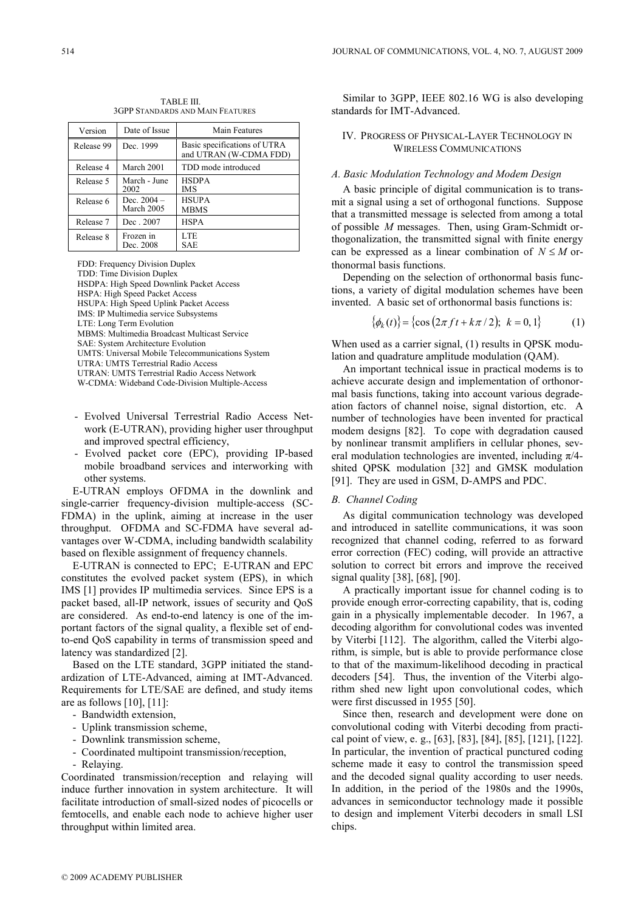TABLE III.
3GPP STANDARDS AND MAIN FEATURES

| Version | Date of Issue | Main Features |
| --- | --- | --- |
| Release 99 | Dec. 1999 | Basic specifications of UTRA and UTRAN (W-CDMA FDD) |
| Release 4 | March 2001 | TDD mode introduced |
| Release 5 | March - June 2002 | HSDPA IMS |
| Release 6 | Dec. 2004 – March 2005 | HSUPA MBMS |
| Release 7 | Dec . 2007 | HSPA |
| Release 8 | Frozen in Dec. 2008 | LTE SAE |

FDD: Frequency Division Duplex
TDD: Time Division Duplex
HSDPA: High Speed Downlink Packet Access
HSPA: High Speed Packet Access
HSUPA: High Speed Uplink Packet Access
IMS: IP Multimedia service Subsystems
LTE: Long Term Evolution
MBMS: Multimedia Broadcast Multicast Service
SAE: System Architecture Evolution
UMTS: Universal Mobile Telecommunications System
UTRA: UMTS Terrestrial Radio Access
UTRAN: UMTS Terrestrial Radio Access Network
W-CDMA: Wideband Code-Division Multiple-Access

- Evolved Universal Terrestrial Radio Access Network (E-UTRAN), providing higher user throughput and improved spectral efficiency,
- Evolved packet core (EPC), providing IP-based mobile broadband services and interworking with other systems.

E-UTRAN employs OFDMA in the downlink and single-carrier frequency-division multiple-access (SC-FDMA) in the uplink, aiming at increase in the user throughput. OFDMA and SC-FDMA have several advantages over W-CDMA, including bandwidth scalability based on flexible assignment of frequency channels.

E-UTRAN is connected to EPC; E-UTRAN and EPC constitutes the evolved packet system (EPS), in which IMS [1] provides IP multimedia services. Since EPS is a packet based, all-IP network, issues of security and QoS are considered. As end-to-end latency is one of the important factors of the signal quality, a flexible set of end-to-end QoS capability in terms of transmission speed and latency was standardized [2].

Based on the LTE standard, 3GPP initiated the standardization of LTE-Advanced, aiming at IMT-Advanced. Requirements for LTE/SAE are defined, and study items are as follows [10], [11]:

- Bandwidth extension,
- Uplink transmission scheme,
- Downlink transmission scheme,
- Coordinated multipoint transmission/reception,
- Relaying.

Coordinated transmission/reception and relaying will induce further innovation in system architecture. It will facilitate introduction of small-sized nodes of picocells or femtocells, and enable each node to achieve higher user throughput within limited area.

Similar to 3GPP, IEEE 802.16 WG is also developing standards for IMT-Advanced.

## IV. PROGRESS OF PHYSICAL-LAYER TECHNOLOGY IN WIRELESS COMMUNICATIONS

### A. Basic Modulation Technology and Modem Design

A basic principle of digital communication is to transmit a signal using a set of orthogonal functions. Suppose that a transmitted message is selected from among a total of possible $M$ messages. Then, using Gram-Schmidt orthogonalization, the transmitted signal with finite energy can be expressed as a linear combination of $N \le M$ orthonormal basis functions.

Depending on the selection of orthonormal basis functions, a variety of digital modulation schemes have been invented. A basic set of orthonormal basis functions is:

$$\{\phi_k(t)\} = \{\cos(2\pi f t + k\pi/2);\ k = 0, 1\} \tag{1}$$

When used as a carrier signal, (1) results in QPSK modulation and quadrature amplitude modulation (QAM).

An important technical issue in practical modems is to achieve accurate design and implementation of orthonormal basis functions, taking into account various degradeation factors of channel noise, signal distortion, etc. A number of technologies have been invented for practical modem designs [82]. To cope with degradation caused by nonlinear transmit amplifiers in cellular phones, several modulation technologies are invented, including $\pi/4$-shited QPSK modulation [32] and GMSK modulation [91]. They are used in GSM, D-AMPS and PDC.

### B. Channel Coding

As digital communication technology was developed and introduced in satellite communications, it was soon recognized that channel coding, referred to as forward error correction (FEC) coding, will provide an attractive solution to correct bit errors and improve the received signal quality [38], [68], [90].

A practically important issue for channel coding is to provide enough error-correcting capability, that is, coding gain in a physically implementable decoder. In 1967, a decoding algorithm for convolutional codes was invented by Viterbi [112]. The algorithm, called the Viterbi algorithm, is simple, but is able to provide performance close to that of the maximum-likelihood decoding in practical decoders [54]. Thus, the invention of the Viterbi algorithm shed new light upon convolutional codes, which were first discussed in 1955 [50].

Since then, research and development were done on convolutional coding with Viterbi decoding from practical point of view, e. g., [63], [83], [84], [85], [121], [122]. In particular, the invention of practical punctured coding scheme made it easy to control the transmission speed and the decoded signal quality according to user needs. In addition, in the period of the 1980s and the 1990s, advances in semiconductor technology made it possible to design and implement Viterbi decoders in small LSI chips.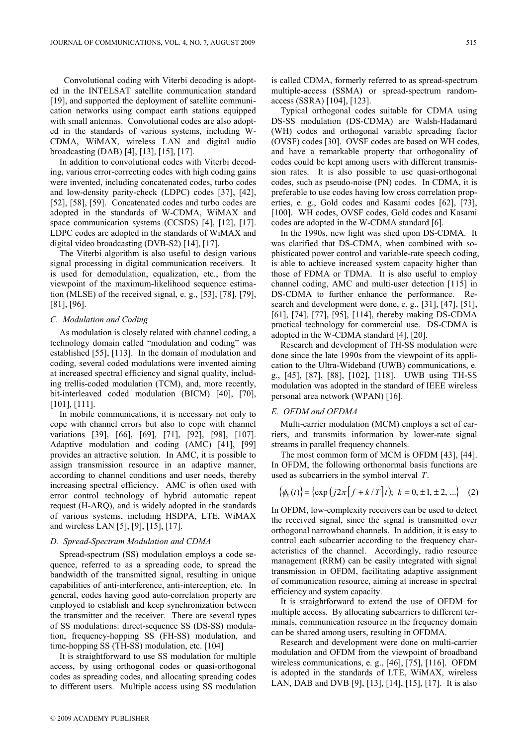Convolutional coding with Viterbi decoding is adopted in the INTELSAT satellite communication standard [19], and supported the deployment of satellite communication networks using compact earth stations equipped with small antennas. Convolutional codes are also adopted in the standards of various systems, including W-CDMA, WiMAX, wireless LAN and digital audio broadcasting (DAB) [4], [13], [15], [17].

In addition to convolutional codes with Viterbi decoding, various error-correcting codes with high coding gains were invented, including concatenated codes, turbo codes and low-density parity-check (LDPC) codes [37], [42], [52], [58], [59]. Concatenated codes and turbo codes are adopted in the standards of W-CDMA, WiMAX and space communication systems (CCSDS) [4], [12], [17]. LDPC codes are adopted in the standards of WiMAX and digital video broadcasting (DVB-S2) [14], [17].

The Viterbi algorithm is also useful to design various signal processing in digital communication receivers. It is used for demodulation, equalization, etc., from the viewpoint of the maximum-likelihood sequence estimation (MLSE) of the received signal, e. g., [53], [78], [79], [81], [96].

### *C. Modulation and Coding*

As modulation is closely related with channel coding, a technology domain called "modulation and coding" was established [55], [113]. In the domain of modulation and coding, several coded modulations were invented aiming at increased spectral efficiency and signal quality, including trellis-coded modulation (TCM), and, more recently, bit-interleaved coded modulation (BICM) [40], [70], [101], [111].

In mobile communications, it is necessary not only to cope with channel errors but also to cope with channel variations [39], [66], [69], [71], [92], [98], [107]. Adaptive modulation and coding (AMC) [41], [99] provides an attractive solution. In AMC, it is possible to assign transmission resource in an adaptive manner, according to channel conditions and user needs, thereby increasing spectral efficiency. AMC is often used with error control technology of hybrid automatic repeat request (H-ARQ), and is widely adopted in the standards of various systems, including HSDPA, LTE, WiMAX and wireless LAN [5], [9], [15], [17].

### *D. Spread-Spectrum Modulation and CDMA*

Spread-spectrum (SS) modulation employs a code sequence, referred to as a spreading code, to spread the bandwidth of the transmitted signal, resulting in unique capabilities of anti-interference, anti-interception, etc. In general, codes having good auto-correlation property are employed to establish and keep synchronization between the transmitter and the receiver. There are several types of SS modulations: direct-sequence SS (DS-SS) modulation, frequency-hopping SS (FH-SS) modulation, and time-hopping SS (TH-SS) modulation, etc. [104]

It is straightforward to use SS modulation for multiple access, by using orthogonal codes or quasi-orthogonal codes as spreading codes, and allocating spreading codes to different users. Multiple access using SS modulation is called CDMA, formerly referred to as spread-spectrum multiple-access (SSMA) or spread-spectrum random-access (SSRA) [104], [123].

Typical orthogonal codes suitable for CDMA using DS-SS modulation (DS-CDMA) are Walsh-Hadamard (WH) codes and orthogonal variable spreading factor (OVSF) codes [30]. OVSF codes are based on WH codes, and have a remarkable property that orthogonality of codes could be kept among users with different transmission rates. It is also possible to use quasi-orthogonal codes, such as pseudo-noise (PN) codes. In CDMA, it is preferable to use codes having low cross correlation properties, e. g., Gold codes and Kasami codes [62], [73], [100]. WH codes, OVSF codes, Gold codes and Kasami codes are adopted in the W-CDMA standard [6].

In the 1990s, new light was shed upon DS-CDMA. It was clarified that DS-CDMA, when combined with sophisticated power control and variable-rate speech coding, is able to achieve increased system capacity higher than those of FDMA or TDMA. It is also useful to employ channel coding, AMC and multi-user detection [115] in DS-CDMA to further enhance the performance. Research and development were done, e. g., [31], [47], [51], [61], [74], [77], [95], [114], thereby making DS-CDMA practical technology for commercial use. DS-CDMA is adopted in the W-CDMA standard [4], [20].

Research and development of TH-SS modulation were done since the late 1990s from the viewpoint of its application to the Ultra-Wideband (UWB) communications, e. g., [45], [87], [88], [102], [118]. UWB using TH-SS modulation was adopted in the standard of IEEE wireless personal area network (WPAN) [16].

### *E. OFDM and OFDMA*

Multi-carrier modulation (MCM) employs a set of carriers, and transmits information by lower-rate signal streams in parallel frequency channels.

The most common form of MCM is OFDM [43], [44]. In OFDM, the following orthonormal basis functions are used as subcarriers in the symbol interval $T$.

$$\{\phi_k(t)\} = \{\exp\left(j2\pi\left[f + k/T\right]t\right);\ k = 0, \pm 1, \pm 2, ...\} \quad (2)$$

In OFDM, low-complexity receivers can be used to detect the received signal, since the signal is transmitted over orthogonal narrowband channels. In addition, it is easy to control each subcarrier according to the frequency characteristics of the channel. Accordingly, radio resource management (RRM) can be easily integrated with signal transmission in OFDM, facilitating adaptive assignment of communication resource, aiming at increase in spectral efficiency and system capacity.

It is straightforward to extend the use of OFDM for multiple access. By allocating subcarriers to different terminals, communication resource in the frequency domain can be shared among users, resulting in OFDMA.

Research and development were done on multi-carrier modulation and OFDM from the viewpoint of broadband wireless communications, e. g., [46], [75], [116]. OFDM is adopted in the standards of LTE, WiMAX, wireless LAN, DAB and DVB [9], [13], [14], [15], [17]. It is also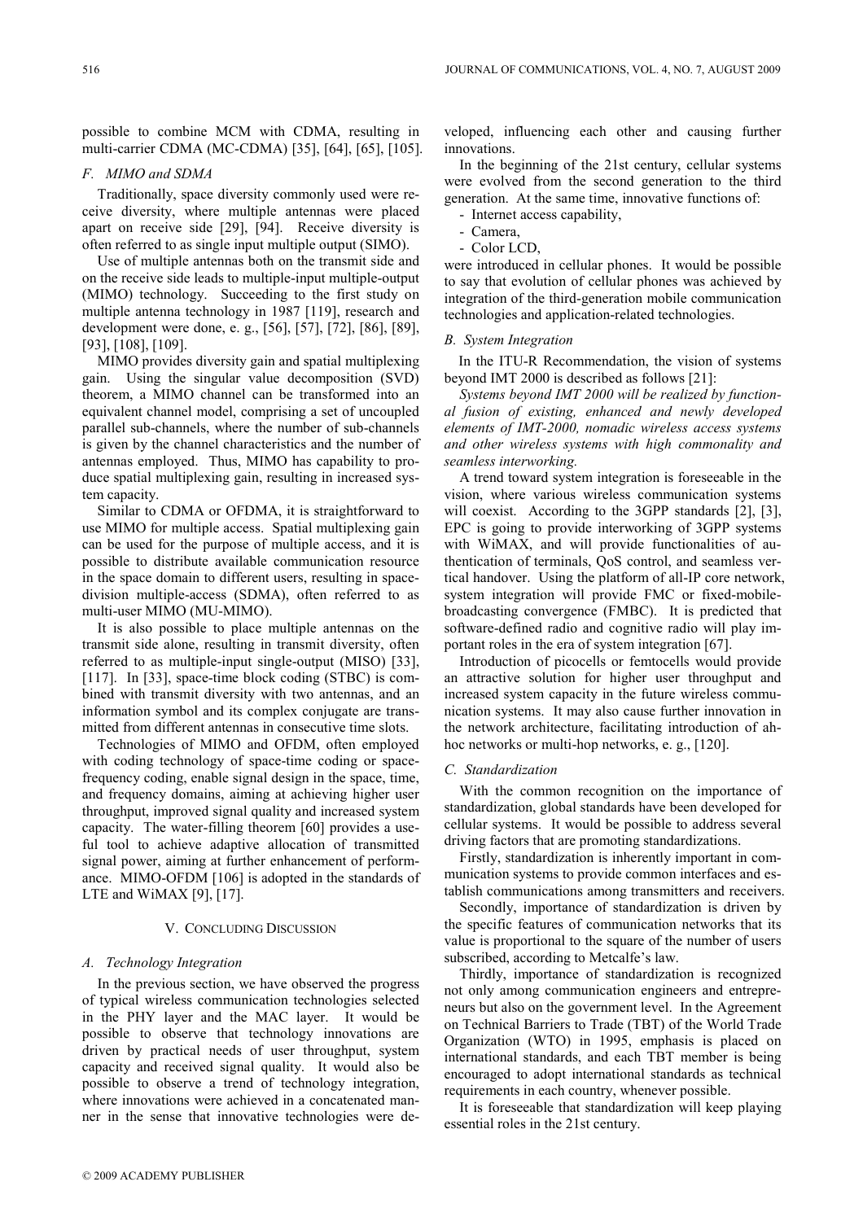possible to combine MCM with CDMA, resulting in multi-carrier CDMA (MC-CDMA) [35], [64], [65], [105].

### *F. MIMO and SDMA*

Traditionally, space diversity commonly used were receive diversity, where multiple antennas were placed apart on receive side [29], [94]. Receive diversity is often referred to as single input multiple output (SIMO).

Use of multiple antennas both on the transmit side and on the receive side leads to multiple-input multiple-output (MIMO) technology. Succeeding to the first study on multiple antenna technology in 1987 [119], research and development were done, e. g., [56], [57], [72], [86], [89], [93], [108], [109].

MIMO provides diversity gain and spatial multiplexing gain. Using the singular value decomposition (SVD) theorem, a MIMO channel can be transformed into an equivalent channel model, comprising a set of uncoupled parallel sub-channels, where the number of sub-channels is given by the channel characteristics and the number of antennas employed. Thus, MIMO has capability to produce spatial multiplexing gain, resulting in increased system capacity.

Similar to CDMA or OFDMA, it is straightforward to use MIMO for multiple access. Spatial multiplexing gain can be used for the purpose of multiple access, and it is possible to distribute available communication resource in the space domain to different users, resulting in space-division multiple-access (SDMA), often referred to as multi-user MIMO (MU-MIMO).

It is also possible to place multiple antennas on the transmit side alone, resulting in transmit diversity, often referred to as multiple-input single-output (MISO) [33], [117]. In [33], space-time block coding (STBC) is combined with transmit diversity with two antennas, and an information symbol and its complex conjugate are transmitted from different antennas in consecutive time slots.

Technologies of MIMO and OFDM, often employed with coding technology of space-time coding or space-frequency coding, enable signal design in the space, time, and frequency domains, aiming at achieving higher user throughput, improved signal quality and increased system capacity. The water-filling theorem [60] provides a useful tool to achieve adaptive allocation of transmitted signal power, aiming at further enhancement of performance. MIMO-OFDM [106] is adopted in the standards of LTE and WiMAX [9], [17].

## V. CONCLUDING DISCUSSION

### *A. Technology Integration*

In the previous section, we have observed the progress of typical wireless communication technologies selected in the PHY layer and the MAC layer. It would be possible to observe that technology innovations are driven by practical needs of user throughput, system capacity and received signal quality. It would also be possible to observe a trend of technology integration, where innovations were achieved in a concatenated manner in the sense that innovative technologies were developed, influencing each other and causing further innovations.

In the beginning of the 21st century, cellular systems were evolved from the second generation to the third generation. At the same time, innovative functions of:

- Internet access capability,
- Camera,
- Color LCD,

were introduced in cellular phones. It would be possible to say that evolution of cellular phones was achieved by integration of the third-generation mobile communication technologies and application-related technologies.

### *B. System Integration*

In the ITU-R Recommendation, the vision of systems beyond IMT 2000 is described as follows [21]:

*Systems beyond IMT 2000 will be realized by functional fusion of existing, enhanced and newly developed elements of IMT-2000, nomadic wireless access systems and other wireless systems with high commonality and seamless interworking.*

A trend toward system integration is foreseeable in the vision, where various wireless communication systems will coexist. According to the 3GPP standards [2], [3], EPC is going to provide interworking of 3GPP systems with WiMAX, and will provide functionalities of authentication of terminals, QoS control, and seamless vertical handover. Using the platform of all-IP core network, system integration will provide FMC or fixed-mobile-broadcasting convergence (FMBC). It is predicted that software-defined radio and cognitive radio will play important roles in the era of system integration [67].

Introduction of picocells or femtocells would provide an attractive solution for higher user throughput and increased system capacity in the future wireless communication systems. It may also cause further innovation in the network architecture, facilitating introduction of ah-hoc networks or multi-hop networks, e. g., [120].

### *C. Standardization*

With the common recognition on the importance of standardization, global standards have been developed for cellular systems. It would be possible to address several driving factors that are promoting standardizations.

Firstly, standardization is inherently important in communication systems to provide common interfaces and establish communications among transmitters and receivers.

Secondly, importance of standardization is driven by the specific features of communication networks that its value is proportional to the square of the number of users subscribed, according to Metcalfe's law.

Thirdly, importance of standardization is recognized not only among communication engineers and entrepreneurs but also on the government level. In the Agreement on Technical Barriers to Trade (TBT) of the World Trade Organization (WTO) in 1995, emphasis is placed on international standards, and each TBT member is being encouraged to adopt international standards as technical requirements in each country, whenever possible.

It is foreseeable that standardization will keep playing essential roles in the 21st century.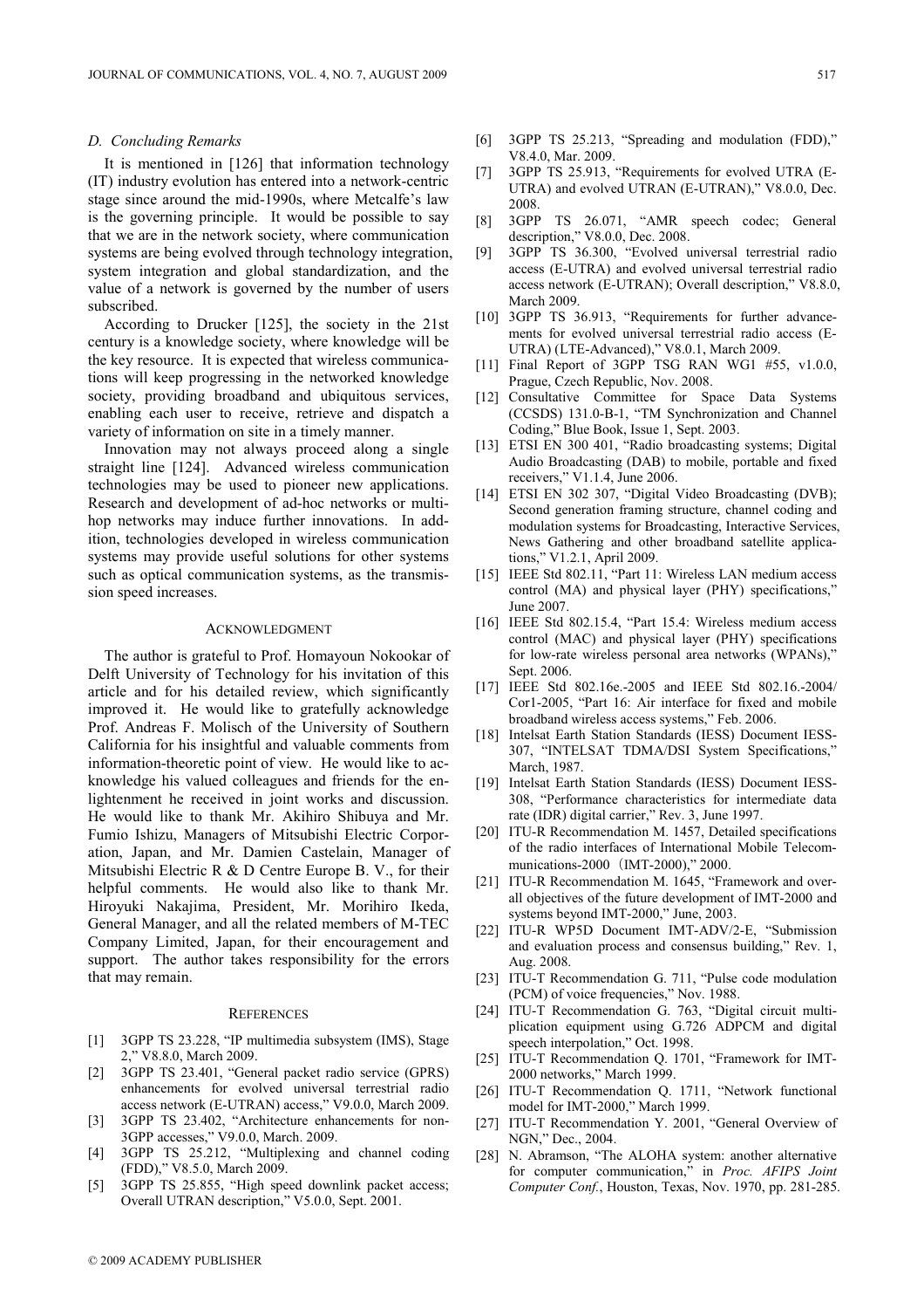### D. Concluding Remarks

It is mentioned in [126] that information technology (IT) industry evolution has entered into a network-centric stage since around the mid-1990s, where Metcalfe's law is the governing principle. It would be possible to say that we are in the network society, where communication systems are being evolved through technology integration, system integration and global standardization, and the value of a network is governed by the number of users subscribed.

According to Drucker [125], the society in the 21st century is a knowledge society, where knowledge will be the key resource. It is expected that wireless communications will keep progressing in the networked knowledge society, providing broadband and ubiquitous services, enabling each user to receive, retrieve and dispatch a variety of information on site in a timely manner.

Innovation may not always proceed along a single straight line [124]. Advanced wireless communication technologies may be used to pioneer new applications. Research and development of ad-hoc networks or multi-hop networks may induce further innovations. In addition, technologies developed in wireless communication systems may provide useful solutions for other systems such as optical communication systems, as the transmission speed increases.

## Acknowledgment

The author is grateful to Prof. Homayoun Nokookar of Delft University of Technology for his invitation of this article and for his detailed review, which significantly improved it. He would like to gratefully acknowledge Prof. Andreas F. Molisch of the University of Southern California for his insightful and valuable comments from information-theoretic point of view. He would like to acknowledge his valued colleagues and friends for the enlightenment he received in joint works and discussion. He would like to thank Mr. Akihiro Shibuya and Mr. Fumio Ishizu, Managers of Mitsubishi Electric Corporation, Japan, and Mr. Damien Castelain, Manager of Mitsubishi Electric R & D Centre Europe B. V., for their helpful comments. He would also like to thank Mr. Hiroyuki Nakajima, President, Mr. Morihiro Ikeda, General Manager, and all the related members of M-TEC Company Limited, Japan, for their encouragement and support. The author takes responsibility for the errors that may remain.

## References

[1] 3GPP TS 23.228, "IP multimedia subsystem (IMS), Stage 2," V8.8.0, March 2009.

[2] 3GPP TS 23.401, "General packet radio service (GPRS) enhancements for evolved universal terrestrial radio access network (E-UTRAN) access," V9.0.0, March 2009.

[3] 3GPP TS 23.402, "Architecture enhancements for non-3GPP accesses," V9.0.0, March. 2009.

[4] 3GPP TS 25.212, "Multiplexing and channel coding (FDD)," V8.5.0, March 2009.

[5] 3GPP TS 25.855, "High speed downlink packet access; Overall UTRAN description," V5.0.0, Sept. 2001.

[6] 3GPP TS 25.213, "Spreading and modulation (FDD)," V8.4.0, Mar. 2009.

[7] 3GPP TS 25.913, "Requirements for evolved UTRA (E-UTRA) and evolved UTRAN (E-UTRAN)," V8.0.0, Dec. 2008.

[8] 3GPP TS 26.071, "AMR speech codec; General description," V8.0.0, Dec. 2008.

[9] 3GPP TS 36.300, "Evolved universal terrestrial radio access (E-UTRA) and evolved universal terrestrial radio access network (E-UTRAN); Overall description," V8.8.0, March 2009.

[10] 3GPP TS 36.913, "Requirements for further advancements for evolved universal terrestrial radio access (E-UTRA) (LTE-Advanced)," V8.0.1, March 2009.

[11] Final Report of 3GPP TSG RAN WG1 #55, v1.0.0, Prague, Czech Republic, Nov. 2008.

[12] Consultative Committee for Space Data Systems (CCSDS) 131.0-B-1, "TM Synchronization and Channel Coding," Blue Book, Issue 1, Sept. 2003.

[13] ETSI EN 300 401, "Radio broadcasting systems; Digital Audio Broadcasting (DAB) to mobile, portable and fixed receivers," V1.1.4, June 2006.

[14] ETSI EN 302 307, "Digital Video Broadcasting (DVB); Second generation framing structure, channel coding and modulation systems for Broadcasting, Interactive Services, News Gathering and other broadband satellite applications," V1.2.1, April 2009.

[15] IEEE Std 802.11, "Part 11: Wireless LAN medium access control (MA) and physical layer (PHY) specifications," June 2007.

[16] IEEE Std 802.15.4, "Part 15.4: Wireless medium access control (MAC) and physical layer (PHY) specifications for low-rate wireless personal area networks (WPANs)," Sept. 2006.

[17] IEEE Std 802.16e.-2005 and IEEE Std 802.16.-2004/Cor1-2005, "Part 16: Air interface for fixed and mobile broadband wireless access systems," Feb. 2006.

[18] Intelsat Earth Station Standards (IESS) Document IESS-307, "INTELSAT TDMA/DSI System Specifications," March, 1987.

[19] Intelsat Earth Station Standards (IESS) Document IESS-308, "Performance characteristics for intermediate data rate (IDR) digital carrier," Rev. 3, June 1997.

[20] ITU-R Recommendation M. 1457, Detailed specifications of the radio interfaces of International Mobile Telecommunications-2000（IMT-2000)," 2000.

[21] ITU-R Recommendation M. 1645, "Framework and overall objectives of the future development of IMT-2000 and systems beyond IMT-2000," June, 2003.

[22] ITU-R WP5D Document IMT-ADV/2-E, "Submission and evaluation process and consensus building," Rev. 1, Aug. 2008.

[23] ITU-T Recommendation G. 711, "Pulse code modulation (PCM) of voice frequencies," Nov. 1988.

[24] ITU-T Recommendation G. 763, "Digital circuit multiplication equipment using G.726 ADPCM and digital speech interpolation," Oct. 1998.

[25] ITU-T Recommendation Q. 1701, "Framework for IMT-2000 networks," March 1999.

[26] ITU-T Recommendation Q. 1711, "Network functional model for IMT-2000," March 1999.

[27] ITU-T Recommendation Y. 2001, "General Overview of NGN," Dec., 2004.

[28] N. Abramson, "The ALOHA system: another alternative for computer communication," in *Proc. AFIPS Joint Computer Conf.*, Houston, Texas, Nov. 1970, pp. 281-285.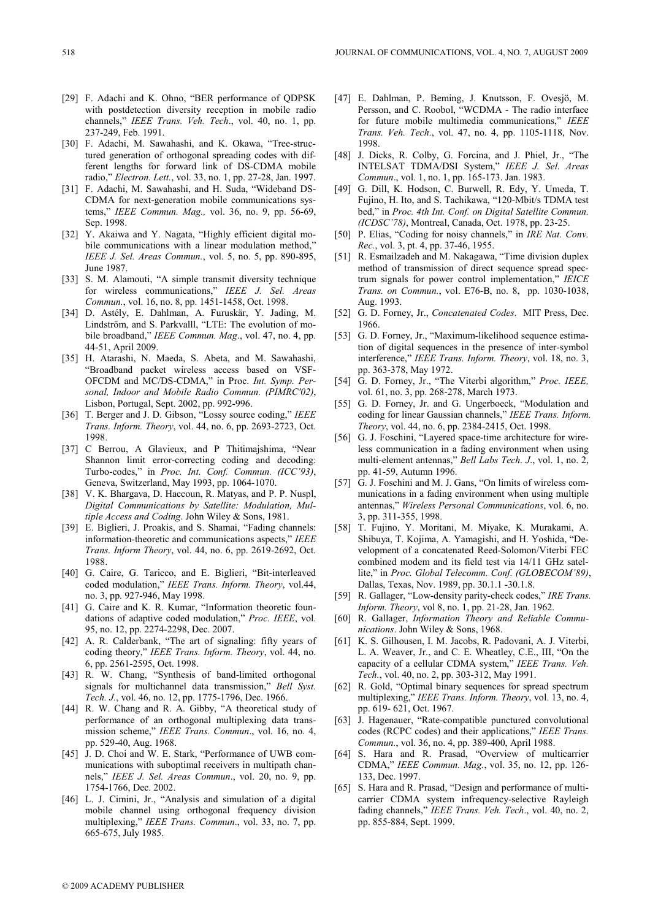[29] F. Adachi and K. Ohno, "BER performance of QDPSK with postdetection diversity reception in mobile radio channels," *IEEE Trans. Veh. Tech*., vol. 40, no. 1, pp. 237-249, Feb. 1991.

[30] F. Adachi, M. Sawahashi, and K. Okawa, "Tree-structured generation of orthogonal spreading codes with different lengths for forward link of DS-CDMA mobile radio," *Electron. Lett.*, vol. 33, no. 1, pp. 27-28, Jan. 1997.

[31] F. Adachi, M. Sawahashi, and H. Suda, "Wideband DS-CDMA for next-generation mobile communications systems," *IEEE Commun. Mag.,* vol. 36, no. 9, pp. 56-69, Sep. 1998.

[32] Y. Akaiwa and Y. Nagata, "Highly efficient digital mobile communications with a linear modulation method," *IEEE J. Sel. Areas Commun.*, vol. 5, no. 5, pp. 890-895, June 1987.

[33] S. M. Alamouti, "A simple transmit diversity technique for wireless communications," *IEEE J. Sel. Areas Commun*., vol. 16, no. 8, pp. 1451-1458, Oct. 1998.

[34] D. Astély, E. Dahlman, A. Furuskär, Y. Jading, M. Lindström, and S. Parkvalll, "LTE: The evolution of mobile broadband," *IEEE Commun. Mag*., vol. 47, no. 4, pp. 44-51, April 2009.

[35] H. Atarashi, N. Maeda, S. Abeta, and M. Sawahashi, "Broadband packet wireless access based on VSF-OFCDM and MC/DS-CDMA," in Proc. *Int. Symp. Personal, Indoor and Mobile Radio Commun. (PIMRC'02)*, Lisbon, Portugal, Sept. 2002, pp. 992-996.

[36] T. Berger and J. D. Gibson, "Lossy source coding," *IEEE Trans. Inform. Theory*, vol. 44, no. 6, pp. 2693-2723, Oct. 1998.

[37] C Berrou, A Glavieux, and P Thitimajshima, "Near Shannon limit error-correcting coding and decoding: Turbo-codes," in *Proc. Int. Conf. Commun. (ICC'93)*, Geneva, Switzerland, May 1993, pp. 1064-1070.

[38] V. K. Bhargava, D. Haccoun, R. Matyas, and P. P. Nuspl, *Digital Communications by Satellite: Modulation, Multiple Access and Coding*. John Wiley & Sons, 1981.

[39] E. Biglieri, J. Proakis, and S. Shamai, "Fading channels: information-theoretic and communications aspects," *IEEE Trans. Inform Theory*, vol. 44, no. 6, pp. 2619-2692, Oct. 1988.

[40] G. Caire, G. Taricco, and E. Biglieri, "Bit-interleaved coded modulation," *IEEE Trans. Inform. Theory*, vol.44, no. 3, pp. 927-946, May 1998.

[41] G. Caire and K. R. Kumar, "Information theoretic foundations of adaptive coded modulation," *Proc. IEEE*, vol. 95, no. 12, pp. 2274-2298, Dec. 2007.

[42] A. R. Calderbank, "The art of signaling: fifty years of coding theory," *IEEE Trans. Inform. Theory*, vol. 44, no. 6, pp. 2561-2595, Oct. 1998.

[43] R. W. Chang, "Synthesis of band-limited orthogonal signals for multichannel data transmission," *Bell Syst. Tech. J.*, vol. 46, no. 12, pp. 1775-1796, Dec. 1966.

[44] R. W. Chang and R. A. Gibby, "A theoretical study of performance of an orthogonal multiplexing data transmission scheme," *IEEE Trans. Commun*., vol. 16, no. 4, pp. 529-40, Aug. 1968.

[45] J. D. Choi and W. E. Stark, "Performance of UWB communications with suboptimal receivers in multipath channels," *IEEE J. Sel. Areas Commun*., vol. 20, no. 9, pp. 1754-1766, Dec. 2002.

[46] L. J. Cimini, Jr., "Analysis and simulation of a digital mobile channel using orthogonal frequency division multiplexing," *IEEE Trans. Commun*., vol. 33, no. 7, pp. 665-675, July 1985.

[47] E. Dahlman, P. Beming, J. Knutsson, F. Ovesjö, M. Persson, and C. Roobol, "WCDMA - The radio interface for future mobile multimedia communications," *IEEE Trans. Veh. Tech*., vol. 47, no. 4, pp. 1105-1118, Nov. 1998.

[48] J. Dicks, R. Colby, G. Forcina, and J. Phiel, Jr., "The INTELSAT TDMA/DSI System," *IEEE J. Sel. Areas Commun*., vol. 1, no. 1, pp. 165-173. Jan. 1983.

[49] G. Dill, K. Hodson, C. Burwell, R. Edy, Y. Umeda, T. Fujino, H. Ito, and S. Tachikawa, "120-Mbit/s TDMA test bed," in *Proc. 4th Int. Conf. on Digital Satellite Commun. (ICDSC'78)*, Montreal, Canada, Oct. 1978, pp. 23-25.

[50] P. Elias, "Coding for noisy channels," in *IRE Nat. Conv. Rec.*, vol. 3, pt. 4, pp. 37-46, 1955.

[51] R. Esmailzadeh and M. Nakagawa, "Time division duplex method of transmission of direct sequence spread spectrum signals for power control implementation," *IEICE Trans. on Commun.*, vol. E76-B, no. 8, pp. 1030-1038, Aug. 1993.

[52] G. D. Forney, Jr., *Concatenated Codes*. MIT Press, Dec. 1966.

[53] G. D. Forney, Jr., "Maximum-likelihood sequence estimation of digital sequences in the presence of inter-symbol interference," *IEEE Trans. Inform. Theory*, vol. 18, no. 3, pp. 363-378, May 1972.

[54] G. D. Forney, Jr., "The Viterbi algorithm," *Proc. IEEE,* vol. 61, no. 3, pp. 268-278, March 1973.

[55] G. D. Forney, Jr. and G. Ungerboeck, "Modulation and coding for linear Gaussian channels," *IEEE Trans. Inform. Theory*, vol. 44, no. 6, pp. 2384-2415, Oct. 1998.

[56] G. J. Foschini, "Layered space-time architecture for wireless communication in a fading environment when using multi-element antennas," *Bell Labs Tech. J*., vol. 1, no. 2, pp. 41-59, Autumn 1996.

[57] G. J. Foschini and M. J. Gans, "On limits of wireless communications in a fading environment when using multiple antennas," *Wireless Personal Communications*, vol. 6, no. 3, pp. 311-355, 1998.

[58] T. Fujino, Y. Moritani, M. Miyake, K. Murakami, A. Shibuya, T. Kojima, A. Yamagishi, and H. Yoshida, "Development of a concatenated Reed-Solomon/Viterbi FEC combined modem and its field test via 14/11 GHz satellite," in *Proc. Global Telecomm. Conf. (GLOBECOM'89)*, Dallas, Texas, Nov. 1989, pp. 30.1.1 -30.1.8.

[59] R. Gallager, "Low-density parity-check codes," *IRE Trans. Inform. Theory*, vol 8, no. 1, pp. 21-28, Jan. 1962.

[60] R. Gallager, *Information Theory and Reliable Communications*. John Wiley & Sons, 1968.

[61] K. S. Gilhousen, I. M. Jacobs, R. Padovani, A. J. Viterbi, L. A. Weaver, Jr., and C. E. Wheatley, C.E., III, "On the capacity of a cellular CDMA system," *IEEE Trans. Veh. Tech.*, vol. 40, no. 2, pp. 303-312, May 1991.

[62] R. Gold, "Optimal binary sequences for spread spectrum multiplexing," *IEEE Trans. Inform. Theory*, vol. 13, no. 4, pp. 619- 621, Oct. 1967.

[63] J. Hagenauer, "Rate-compatible punctured convolutional codes (RCPC codes) and their applications," *IEEE Trans. Commun.*, vol. 36, no. 4, pp. 389-400, April 1988.

[64] S. Hara and R. Prasad, "Overview of multicarrier CDMA," *IEEE Commun. Mag.*, vol. 35, no. 12, pp. 126-133, Dec. 1997.

[65] S. Hara and R. Prasad, "Design and performance of multicarrier CDMA system infrequency-selective Rayleigh fading channels," *IEEE Trans. Veh. Tech*., vol. 40, no. 2, pp. 855-884, Sept. 1999.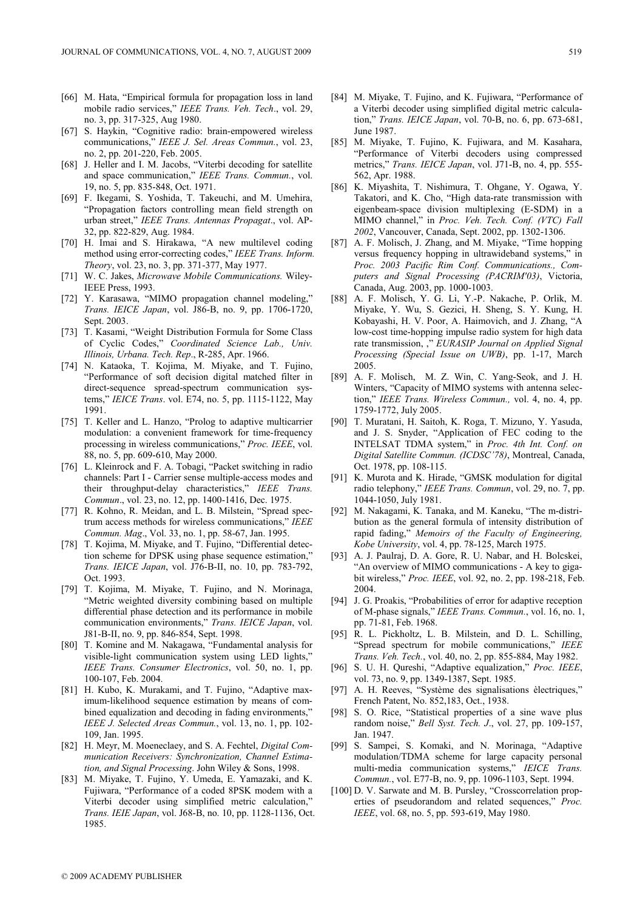[66] M. Hata, "Empirical formula for propagation loss in land mobile radio services," *IEEE Trans. Veh. Tech*., vol. 29, no. 3, pp. 317-325, Aug 1980.

[67] S. Haykin, "Cognitive radio: brain-empowered wireless communications," *IEEE J. Sel. Areas Commun.*, vol. 23, no. 2, pp. 201-220, Feb. 2005.

[68] J. Heller and I. M. Jacobs, "Viterbi decoding for satellite and space communication," *IEEE Trans. Commun.*, vol. 19, no. 5, pp. 835-848, Oct. 1971.

[69] F. Ikegami, S. Yoshida, T. Takeuchi, and M. Umehira, "Propagation factors controlling mean field strength on urban street," *IEEE Trans. Antennas Propagat*., vol. AP-32, pp. 822-829, Aug. 1984.

[70] H. Imai and S. Hirakawa, "A new multilevel coding method using error-correcting codes," *IEEE Trans. Inform. Theory*, vol. 23, no. 3, pp. 371-377, May 1977.

[71] W. C. Jakes, *Microwave Mobile Communications.* Wiley-IEEE Press, 1993.

[72] Y. Karasawa, "MIMO propagation channel modeling," *Trans. IEICE Japan*, vol. J86-B, no. 9, pp. 1706-1720, Sept. 2003.

[73] T. Kasami, "Weight Distribution Formula for Some Class of Cyclic Codes," *Coordinated Science Lab., Univ. Illinois, Urbana. Tech. Rep*., R-285, Apr. 1966.

[74] N. Kataoka, T. Kojima, M. Miyake, and T. Fujino, "Performance of soft decision digital matched filter in direct-sequence spread-spectrum communication systems," *IEICE Trans*. vol. E74, no. 5, pp. 1115-1122, May 1991.

[75] T. Keller and L. Hanzo, "Prolog to adaptive multicarrier modulation: a convenient framework for time-frequency processing in wireless communications," *Proc. IEEE*, vol. 88, no. 5, pp. 609-610, May 2000.

[76] L. Kleinrock and F. A. Tobagi, "Packet switching in radio channels: Part I - Carrier sense multiple-access modes and their throughput-delay characteristics," *IEEE Trans. Commun*., vol. 23, no. 12, pp. 1400-1416, Dec. 1975.

[77] R. Kohno, R. Meidan, and L. B. Milstein, "Spread spectrum access methods for wireless communications," *IEEE Commun. Mag*., Vol. 33, no. 1, pp. 58-67, Jan. 1995.

[78] T. Kojima, M. Miyake, and T. Fujino, "Differential detection scheme for DPSK using phase sequence estimation," *Trans. IEICE Japan*, vol. J76-B-II, no. 10, pp. 783-792, Oct. 1993.

[79] T. Kojima, M. Miyake, T. Fujino, and N. Morinaga, "Metric weighted diversity combining based on multiple differential phase detection and its performance in mobile communication environments," *Trans. IEICE Japan*, vol. J81-B-II, no. 9, pp. 846-854, Sept. 1998.

[80] T. Komine and M. Nakagawa, "Fundamental analysis for visible-light communication system using LED lights," *IEEE Trans. Consumer Electronics*, vol. 50, no. 1, pp. 100-107, Feb. 2004.

[81] H. Kubo, K. Murakami, and T. Fujino, "Adaptive maximum-likelihood sequence estimation by means of combined equalization and decoding in fading environments," *IEEE J. Selected Areas Commun.*, vol. 13, no. 1, pp. 102-109, Jan. 1995.

[82] H. Meyr, M. Moeneclaey, and S. A. Fechtel, *Digital Communication Receivers: Synchronization, Channel Estimation, and Signal Processing*. John Wiley & Sons, 1998.

[83] M. Miyake, T. Fujino, Y. Umeda, E. Yamazaki, and K. Fujiwara, "Performance of a coded 8PSK modem with a Viterbi decoder using simplified metric calculation," *Trans. IEIE Japan*, vol. J68-B, no. 10, pp. 1128-1136, Oct. 1985.

[84] M. Miyake, T. Fujino, and K. Fujiwara, "Performance of a Viterbi decoder using simplified digital metric calculation," *Trans. IEICE Japan*, vol. 70-B, no. 6, pp. 673-681, June 1987.

[85] M. Miyake, T. Fujino, K. Fujiwara, and M. Kasahara, "Performance of Viterbi decoders using compressed metrics," *Trans. IEICE Japan*, vol. J71-B, no. 4, pp. 555-562, Apr. 1988.

[86] K. Miyashita, T. Nishimura, T. Ohgane, Y. Ogawa, Y. Takatori, and K. Cho, "High data-rate transmission with eigenbeam-space division multiplexing (E-SDM) in a MIMO channel," in *Proc. Veh. Tech. Conf. (VTC) Fall 2002*, Vancouver, Canada, Sept. 2002, pp. 1302-1306.

[87] A. F. Molisch, J. Zhang, and M. Miyake, "Time hopping versus frequency hopping in ultrawideband systems," in *Proc. 2003 Pacific Rim Conf. Communications., Computers and Signal Processing (PACRIM'03)*, Victoria, Canada, Aug. 2003, pp. 1000-1003.

[88] A. F. Molisch, Y. G. Li, Y.-P. Nakache, P. Orlik, M. Miyake, Y. Wu, S. Gezici, H. Sheng, S. Y. Kung, H. Kobayashi, H. V. Poor, A. Haimovich, and J. Zhang, "A low-cost time-hopping impulse radio system for high data rate transmission, ," *EURASIP Journal on Applied Signal Processing (Special Issue on UWB)*, pp. 1-17, March 2005.

[89] A. F. Molisch, M. Z. Win, C. Yang-Seok, and J. H. Winters, "Capacity of MIMO systems with antenna selection," *IEEE Trans. Wireless Commun.,* vol. 4, no. 4, pp. 1759-1772, July 2005.

[90] T. Muratani, H. Saitoh, K. Roga, T. Mizuno, Y. Yasuda, and J. S. Snyder, "Application of FEC coding to the INTELSAT TDMA system," in *Proc. 4th Int. Conf. on Digital Satellite Commun. (ICDSC'78)*, Montreal, Canada, Oct. 1978, pp. 108-115.

[91] K. Murota and K. Hirade, "GMSK modulation for digital radio telephony," *IEEE Trans. Commun*, vol. 29, no. 7, pp. 1044-1050, July 1981.

[92] M. Nakagami, K. Tanaka, and M. Kaneku, "The m-distribution as the general formula of intensity distribution of rapid fading," *Memoirs of the Faculty of Engineering, Kobe University*, vol. 4, pp. 78-125, March 1975.

[93] A. J. Paulraj, D. A. Gore, R. U. Nabar, and H. Bolcskei, "An overview of MIMO communications - A key to gigabit wireless," *Proc. IEEE*, vol. 92, no. 2, pp. 198-218, Feb. 2004.

[94] J. G. Proakis, "Probabilities of error for adaptive reception of M-phase signals," *IEEE Trans. Commun.*, vol. 16, no. 1, pp. 71-81, Feb. 1968.

[95] R. L. Pickholtz, L. B. Milstein, and D. L. Schilling, "Spread spectrum for mobile communications," *IEEE Trans. Veh. Tech.*, vol. 40, no. 2, pp. 855-884, May 1982.

[96] S. U. H. Qureshi, "Adaptive equalization," *Proc. IEEE*, vol. 73, no. 9, pp. 1349-1387, Sept. 1985.

[97] A. H. Reeves, "Système des signalisations èlectriques," French Patent, No. 852,183, Oct., 1938.

[98] S. O. Rice, "Statistical properties of a sine wave plus random noise," *Bell Syst. Tech. J*., vol. 27, pp. 109-157, Jan. 1947.

[99] S. Sampei, S. Komaki, and N. Morinaga, "Adaptive modulation/TDMA scheme for large capacity personal multi-media communication systems," *IEICE Trans. Commun.*, vol. E77-B, no. 9, pp. 1096-1103, Sept. 1994.

[100] D. V. Sarwate and M. B. Pursley, "Crosscorrelation properties of pseudorandom and related sequences," *Proc. IEEE*, vol. 68, no. 5, pp. 593-619, May 1980.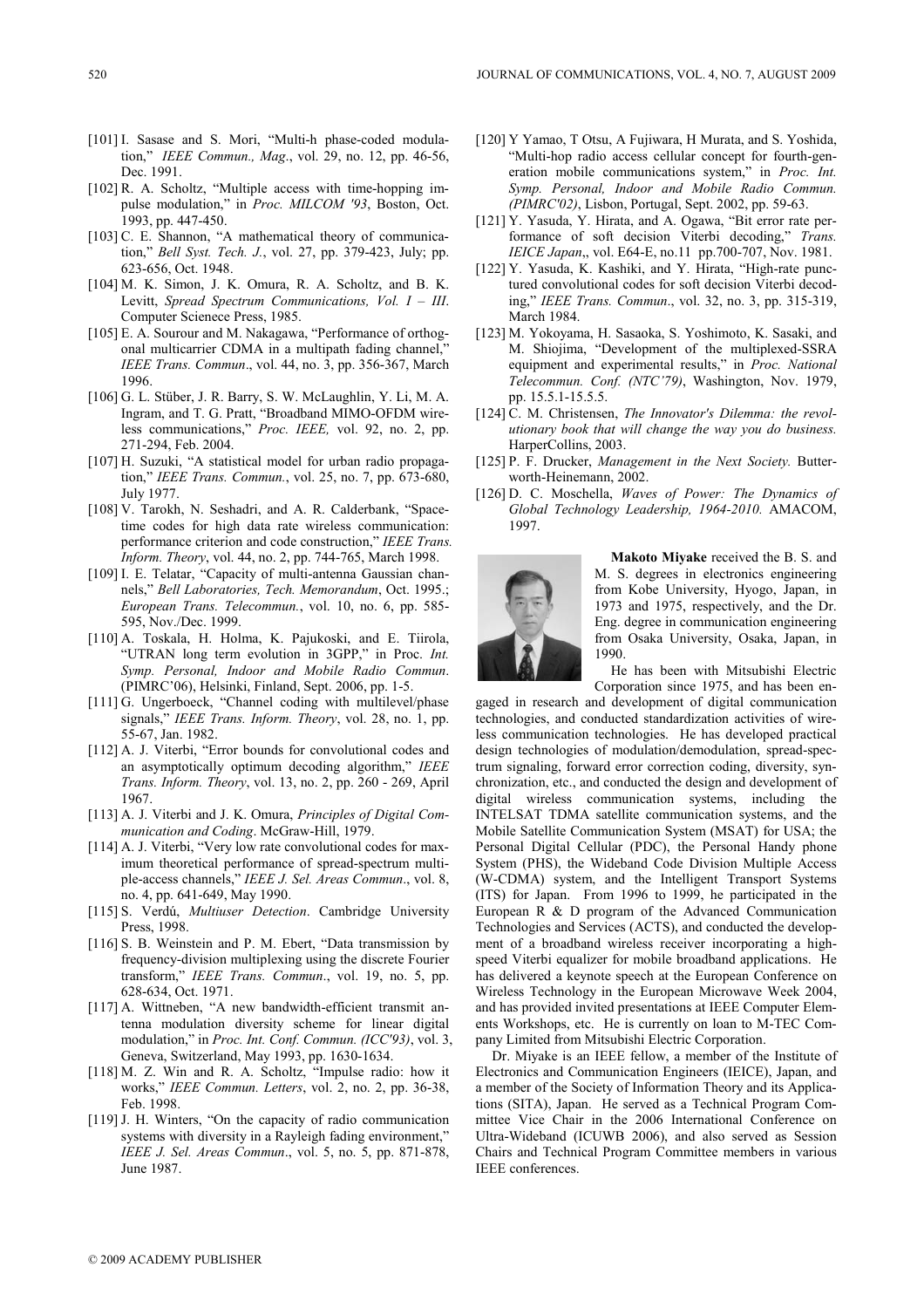[101] I. Sasase and S. Mori, "Multi-h phase-coded modulation," *IEEE Commun., Mag*., vol. 29, no. 12, pp. 46-56, Dec. 1991.

[102] R. A. Scholtz, "Multiple access with time-hopping impulse modulation," in *Proc. MILCOM '93*, Boston, Oct. 1993, pp. 447-450.

[103] C. E. Shannon, "A mathematical theory of communication," *Bell Syst. Tech. J.*, vol. 27, pp. 379-423, July; pp. 623-656, Oct. 1948.

[104] M. K. Simon, J. K. Omura, R. A. Scholtz, and B. K. Levitt, *Spread Spectrum Communications, Vol. I – III*. Computer Scienece Press, 1985.

[105] E. A. Sourour and M. Nakagawa, "Performance of orthogonal multicarrier CDMA in a multipath fading channel," *IEEE Trans. Commun*., vol. 44, no. 3, pp. 356-367, March 1996.

[106] G. L. Stüber, J. R. Barry, S. W. McLaughlin, Y. Li, M. A. Ingram, and T. G. Pratt, "Broadband MIMO-OFDM wireless communications," *Proc. IEEE,* vol. 92, no. 2, pp. 271-294, Feb. 2004.

[107] H. Suzuki, "A statistical model for urban radio propagation," *IEEE Trans. Commun.*, vol. 25, no. 7, pp. 673-680, July 1977.

[108] V. Tarokh, N. Seshadri, and A. R. Calderbank, "Space-time codes for high data rate wireless communication: performance criterion and code construction," *IEEE Trans. Inform. Theory*, vol. 44, no. 2, pp. 744-765, March 1998.

[109] I. E. Telatar, "Capacity of multi-antenna Gaussian channels," *Bell Laboratories, Tech. Memorandum*, Oct. 1995.; *European Trans. Telecommun.*, vol. 10, no. 6, pp. 585-595, Nov./Dec. 1999.

[110] A. Toskala, H. Holma, K. Pajukoski, and E. Tiirola, "UTRAN long term evolution in 3GPP," in Proc. *Int. Symp. Personal, Indoor and Mobile Radio Commun*. (PIMRC'06), Helsinki, Finland, Sept. 2006, pp. 1-5.

[111] G. Ungerboeck, "Channel coding with multilevel/phase signals," *IEEE Trans. Inform. Theory*, vol. 28, no. 1, pp. 55-67, Jan. 1982.

[112] A. J. Viterbi, "Error bounds for convolutional codes and an asymptotically optimum decoding algorithm," *IEEE Trans. Inform. Theory*, vol. 13, no. 2, pp. 260 - 269, April 1967.

[113] A. J. Viterbi and J. K. Omura, *Principles of Digital Communication and Coding*. McGraw-Hill, 1979.

[114] A. J. Viterbi, "Very low rate convolutional codes for maximum theoretical performance of spread-spectrum multiple-access channels," *IEEE J. Sel. Areas Commun*., vol. 8, no. 4, pp. 641-649, May 1990.

[115] S. Verdú, *Multiuser Detection*. Cambridge University Press, 1998.

[116] S. B. Weinstein and P. M. Ebert, "Data transmission by frequency-division multiplexing using the discrete Fourier transform," *IEEE Trans. Commun*., vol. 19, no. 5, pp. 628-634, Oct. 1971.

[117] A. Wittneben, "A new bandwidth-efficient transmit antenna modulation diversity scheme for linear digital modulation," in *Proc. Int. Conf. Commun. (ICC'93)*, vol. 3, Geneva, Switzerland, May 1993, pp. 1630-1634.

[118] M. Z. Win and R. A. Scholtz, "Impulse radio: how it works," *IEEE Commun. Letters*, vol. 2, no. 2, pp. 36-38, Feb. 1998.

[119] J. H. Winters, "On the capacity of radio communication systems with diversity in a Rayleigh fading environment," *IEEE J. Sel. Areas Commun*., vol. 5, no. 5, pp. 871-878, June 1987.

[120] Y Yamao, T Otsu, A Fujiwara, H Murata, and S. Yoshida, "Multi-hop radio access cellular concept for fourth-generation mobile communications system," in *Proc. Int. Symp. Personal, Indoor and Mobile Radio Commun. (PIMRC'02)*, Lisbon, Portugal, Sept. 2002, pp. 59-63.

[121] Y. Yasuda, Y. Hirata, and A. Ogawa, "Bit error rate performance of soft decision Viterbi decoding," *Trans. IEICE Japan*,, vol. E64-E, no.11 pp.700-707, Nov. 1981.

[122] Y. Yasuda, K. Kashiki, and Y. Hirata, "High-rate punctured convolutional codes for soft decision Viterbi decoding," *IEEE Trans. Commun*., vol. 32, no. 3, pp. 315-319, March 1984.

[123] M. Yokoyama, H. Sasaoka, S. Yoshimoto, K. Sasaki, and M. Shiojima, "Development of the multiplexed-SSRA equipment and experimental results," in *Proc. National Telecommun. Conf. (NTC'79)*, Washington, Nov. 1979, pp. 15.5.1-15.5.5.

[124] C. M. Christensen, *The Innovator's Dilemma: the revolutionary book that will change the way you do business.* HarperCollins, 2003.

[125] P. F. Drucker, *Management in the Next Society.* Butterworth-Heinemann, 2002.

[126] D. C. Moschella, *Waves of Power: The Dynamics of Global Technology Leadership, 1964-2010.* AMACOM, 1997.

**Makoto Miyake** received the B. S. and M. S. degrees in electronics engineering from Kobe University, Hyogo, Japan, in 1973 and 1975, respectively, and the Dr. Eng. degree in communication engineering from Osaka University, Osaka, Japan, in 1990.

He has been with Mitsubishi Electric Corporation since 1975, and has been engaged in research and development of digital communication technologies, and conducted standardization activities of wireless communication technologies. He has developed practical design technologies of modulation/demodulation, spread-spectrum signaling, forward error correction coding, diversity, synchronization, etc., and conducted the design and development of digital wireless communication systems, including the INTELSAT TDMA satellite communication systems, and the Mobile Satellite Communication System (MSAT) for USA; the Personal Digital Cellular (PDC), the Personal Handy phone System (PHS), the Wideband Code Division Multiple Access (W-CDMA) system, and the Intelligent Transport Systems (ITS) for Japan. From 1996 to 1999, he participated in the European R & D program of the Advanced Communication Technologies and Services (ACTS), and conducted the development of a broadband wireless receiver incorporating a high-speed Viterbi equalizer for mobile broadband applications. He has delivered a keynote speech at the European Conference on Wireless Technology in the European Microwave Week 2004, and has provided invited presentations at IEEE Computer Elements Workshops, etc. He is currently on loan to M-TEC Company Limited from Mitsubishi Electric Corporation.

Dr. Miyake is an IEEE fellow, a member of the Institute of Electronics and Communication Engineers (IEICE), Japan, and a member of the Society of Information Theory and its Applications (SITA), Japan. He served as a Technical Program Committee Vice Chair in the 2006 International Conference on Ultra-Wideband (ICUWB 2006), and also served as Session Chairs and Technical Program Committee members in various IEEE conferences.